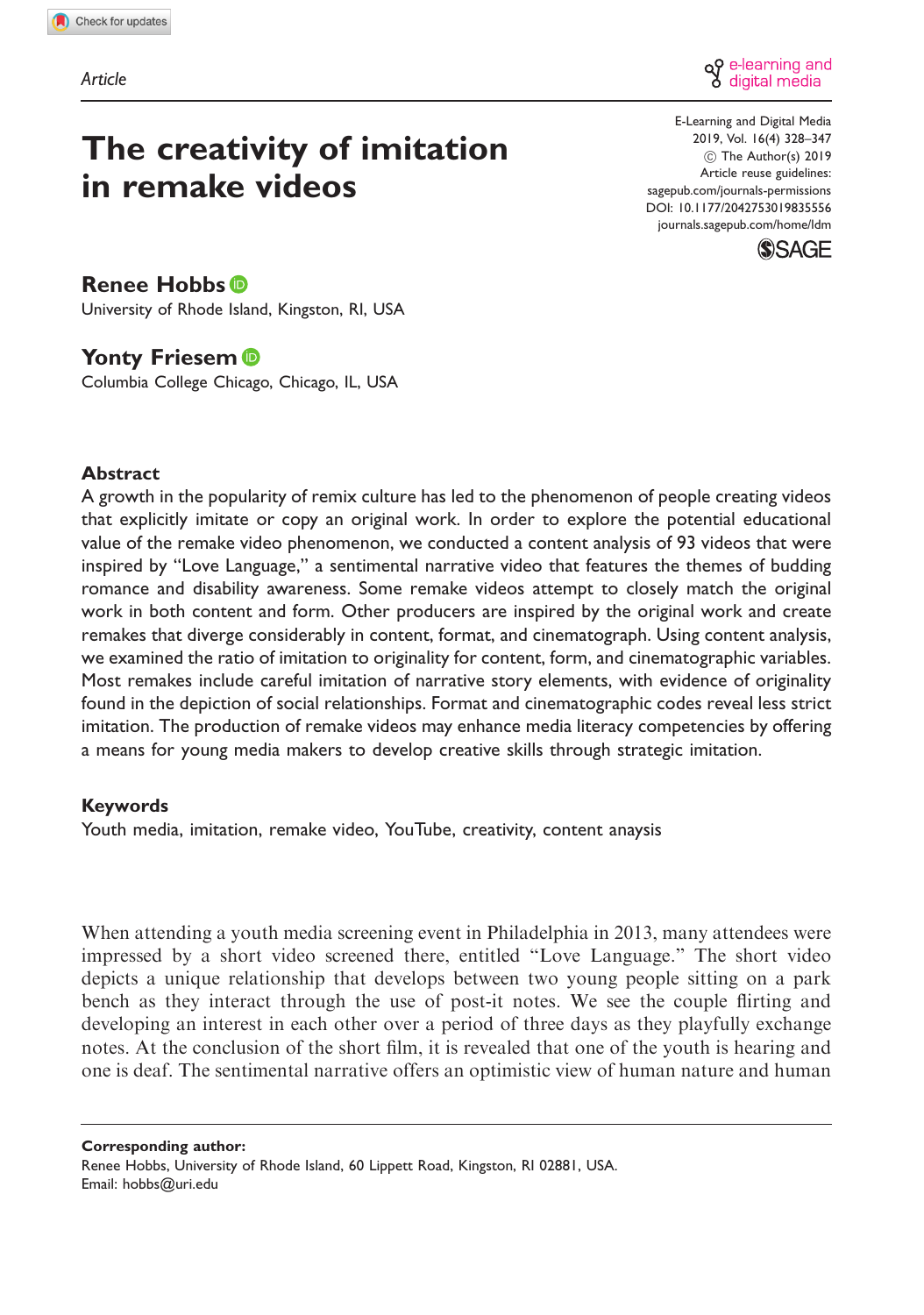Article

# The creativity of imitation in remake videos

E-Learning and Digital Media
2019, Vol. 16(4) 328–347
© The Author(s) 2019
Article reuse guidelines:
sagepub.com/journals-permissions
DOI: 10.1177/2042753019835556
journals.sagepub.com/home/ldm

**Renee Hobbs**
University of Rhode Island, Kingston, RI, USA

**Yonty Friesem**
Columbia College Chicago, Chicago, IL, USA

## Abstract

A growth in the popularity of remix culture has led to the phenomenon of people creating videos that explicitly imitate or copy an original work. In order to explore the potential educational value of the remake video phenomenon, we conducted a content analysis of 93 videos that were inspired by "Love Language," a sentimental narrative video that features the themes of budding romance and disability awareness. Some remake videos attempt to closely match the original work in both content and form. Other producers are inspired by the original work and create remakes that diverge considerably in content, format, and cinematograph. Using content analysis, we examined the ratio of imitation to originality for content, form, and cinematographic variables. Most remakes include careful imitation of narrative story elements, with evidence of originality found in the depiction of social relationships. Format and cinematographic codes reveal less strict imitation. The production of remake videos may enhance media literacy competencies by offering a means for young media makers to develop creative skills through strategic imitation.

## Keywords

Youth media, imitation, remake video, YouTube, creativity, content anaysis

When attending a youth media screening event in Philadelphia in 2013, many attendees were impressed by a short video screened there, entitled "Love Language." The short video depicts a unique relationship that develops between two young people sitting on a park bench as they interact through the use of post-it notes. We see the couple flirting and developing an interest in each other over a period of three days as they playfully exchange notes. At the conclusion of the short film, it is revealed that one of the youth is hearing and one is deaf. The sentimental narrative offers an optimistic view of human nature and human

**Corresponding author:**
Renee Hobbs, University of Rhode Island, 60 Lippett Road, Kingston, RI 02881, USA.
Email: hobbs@uri.edu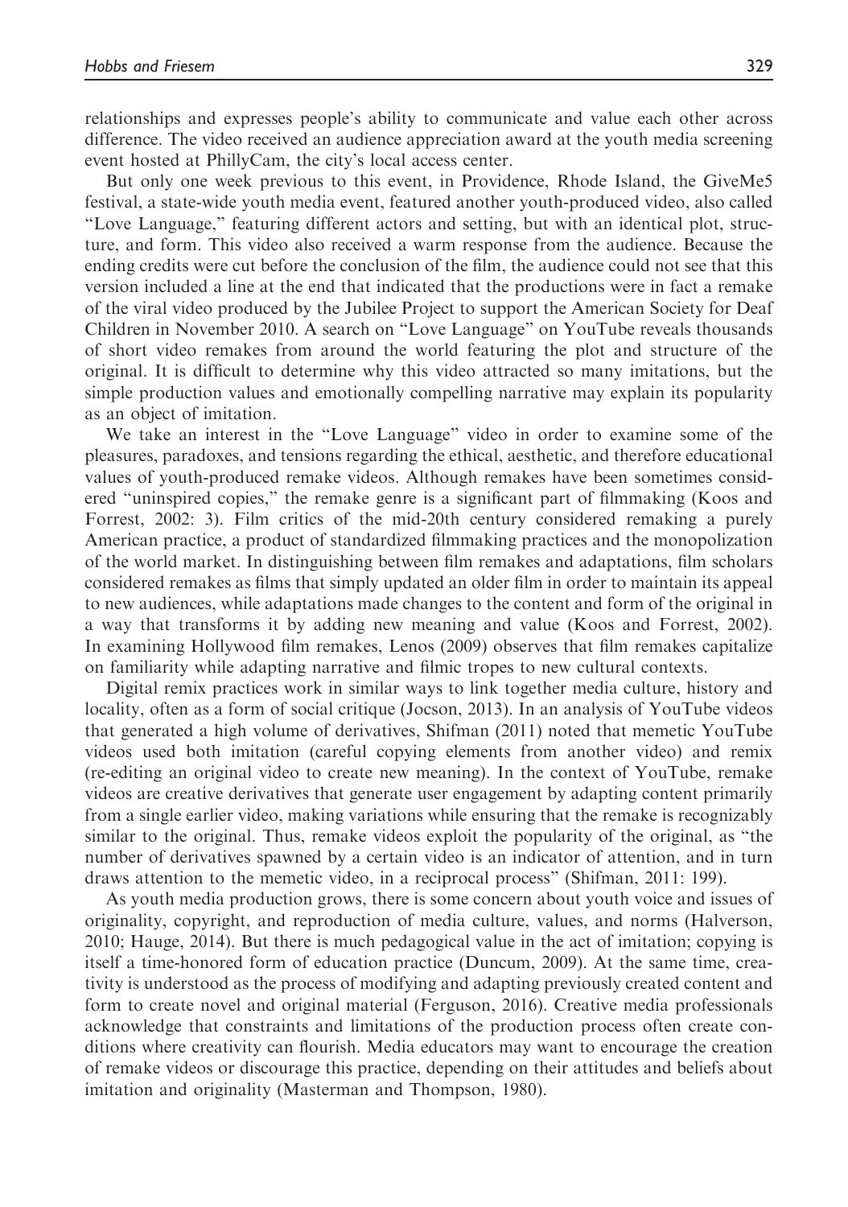relationships and expresses people's ability to communicate and value each other across difference. The video received an audience appreciation award at the youth media screening event hosted at PhillyCam, the city's local access center.

But only one week previous to this event, in Providence, Rhode Island, the GiveMe5 festival, a state-wide youth media event, featured another youth-produced video, also called "Love Language," featuring different actors and setting, but with an identical plot, structure, and form. This video also received a warm response from the audience. Because the ending credits were cut before the conclusion of the film, the audience could not see that this version included a line at the end that indicated that the productions were in fact a remake of the viral video produced by the Jubilee Project to support the American Society for Deaf Children in November 2010. A search on "Love Language" on YouTube reveals thousands of short video remakes from around the world featuring the plot and structure of the original. It is difficult to determine why this video attracted so many imitations, but the simple production values and emotionally compelling narrative may explain its popularity as an object of imitation.

We take an interest in the "Love Language" video in order to examine some of the pleasures, paradoxes, and tensions regarding the ethical, aesthetic, and therefore educational values of youth-produced remake videos. Although remakes have been sometimes considered "uninspired copies," the remake genre is a significant part of filmmaking (Koos and Forrest, 2002: 3). Film critics of the mid-20th century considered remaking a purely American practice, a product of standardized filmmaking practices and the monopolization of the world market. In distinguishing between film remakes and adaptations, film scholars considered remakes as films that simply updated an older film in order to maintain its appeal to new audiences, while adaptations made changes to the content and form of the original in a way that transforms it by adding new meaning and value (Koos and Forrest, 2002). In examining Hollywood film remakes, Lenos (2009) observes that film remakes capitalize on familiarity while adapting narrative and filmic tropes to new cultural contexts.

Digital remix practices work in similar ways to link together media culture, history and locality, often as a form of social critique (Jocson, 2013). In an analysis of YouTube videos that generated a high volume of derivatives, Shifman (2011) noted that memetic YouTube videos used both imitation (careful copying elements from another video) and remix (re-editing an original video to create new meaning). In the context of YouTube, remake videos are creative derivatives that generate user engagement by adapting content primarily from a single earlier video, making variations while ensuring that the remake is recognizably similar to the original. Thus, remake videos exploit the popularity of the original, as "the number of derivatives spawned by a certain video is an indicator of attention, and in turn draws attention to the memetic video, in a reciprocal process" (Shifman, 2011: 199).

As youth media production grows, there is some concern about youth voice and issues of originality, copyright, and reproduction of media culture, values, and norms (Halverson, 2010; Hauge, 2014). But there is much pedagogical value in the act of imitation; copying is itself a time-honored form of education practice (Duncum, 2009). At the same time, creativity is understood as the process of modifying and adapting previously created content and form to create novel and original material (Ferguson, 2016). Creative media professionals acknowledge that constraints and limitations of the production process often create conditions where creativity can flourish. Media educators may want to encourage the creation of remake videos or discourage this practice, depending on their attitudes and beliefs about imitation and originality (Masterman and Thompson, 1980).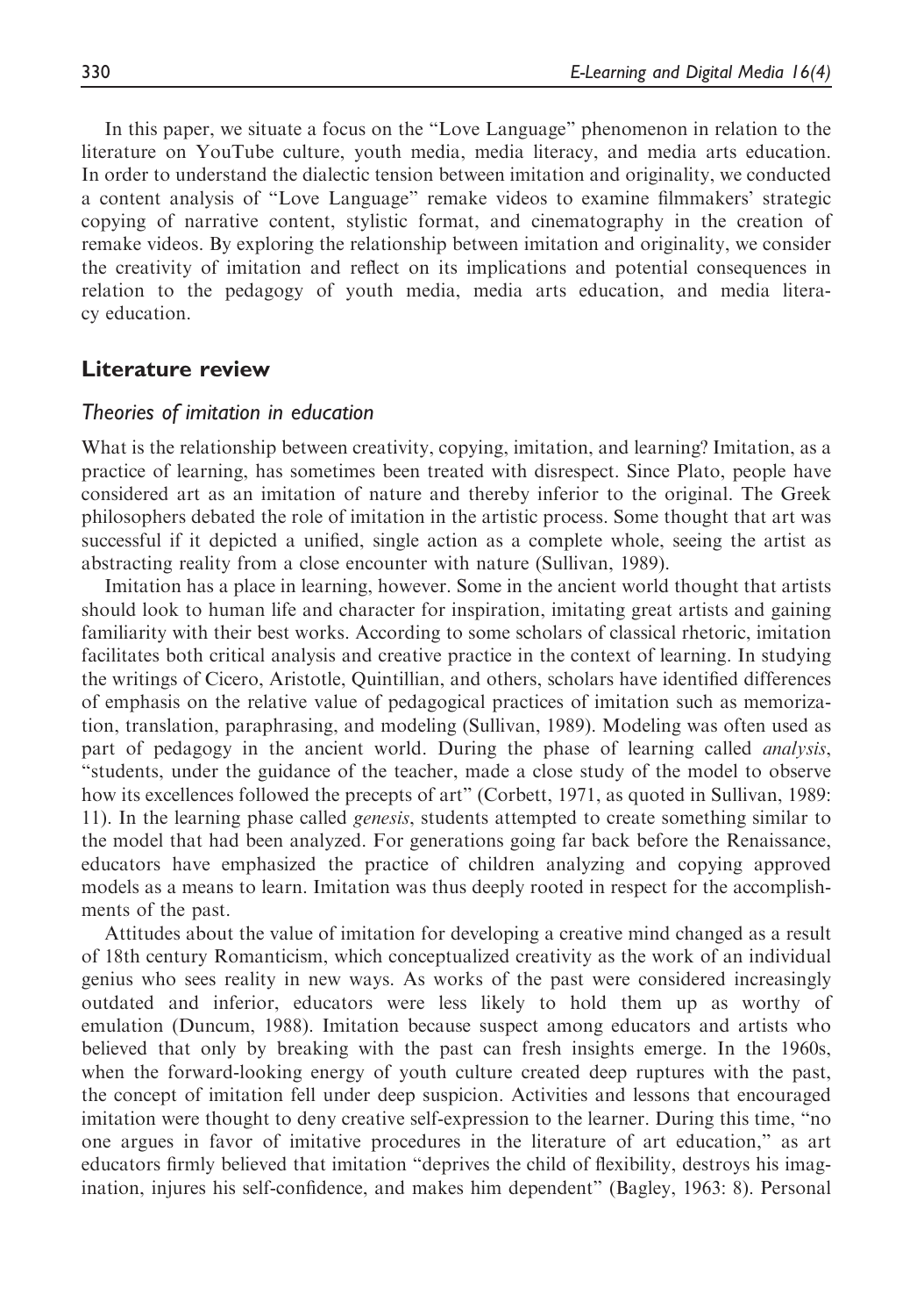In this paper, we situate a focus on the "Love Language" phenomenon in relation to the literature on YouTube culture, youth media, media literacy, and media arts education. In order to understand the dialectic tension between imitation and originality, we conducted a content analysis of "Love Language" remake videos to examine filmmakers' strategic copying of narrative content, stylistic format, and cinematography in the creation of remake videos. By exploring the relationship between imitation and originality, we consider the creativity of imitation and reflect on its implications and potential consequences in relation to the pedagogy of youth media, media arts education, and media literacy education.

## Literature review

### *Theories of imitation in education*

What is the relationship between creativity, copying, imitation, and learning? Imitation, as a practice of learning, has sometimes been treated with disrespect. Since Plato, people have considered art as an imitation of nature and thereby inferior to the original. The Greek philosophers debated the role of imitation in the artistic process. Some thought that art was successful if it depicted a unified, single action as a complete whole, seeing the artist as abstracting reality from a close encounter with nature (Sullivan, 1989).

Imitation has a place in learning, however. Some in the ancient world thought that artists should look to human life and character for inspiration, imitating great artists and gaining familiarity with their best works. According to some scholars of classical rhetoric, imitation facilitates both critical analysis and creative practice in the context of learning. In studying the writings of Cicero, Aristotle, Quintillian, and others, scholars have identified differences of emphasis on the relative value of pedagogical practices of imitation such as memorization, translation, paraphrasing, and modeling (Sullivan, 1989). Modeling was often used as part of pedagogy in the ancient world. During the phase of learning called *analysis*, "students, under the guidance of the teacher, made a close study of the model to observe how its excellences followed the precepts of art" (Corbett, 1971, as quoted in Sullivan, 1989: 11). In the learning phase called *genesis*, students attempted to create something similar to the model that had been analyzed. For generations going far back before the Renaissance, educators have emphasized the practice of children analyzing and copying approved models as a means to learn. Imitation was thus deeply rooted in respect for the accomplishments of the past.

Attitudes about the value of imitation for developing a creative mind changed as a result of 18th century Romanticism, which conceptualized creativity as the work of an individual genius who sees reality in new ways. As works of the past were considered increasingly outdated and inferior, educators were less likely to hold them up as worthy of emulation (Duncum, 1988). Imitation because suspect among educators and artists who believed that only by breaking with the past can fresh insights emerge. In the 1960s, when the forward-looking energy of youth culture created deep ruptures with the past, the concept of imitation fell under deep suspicion. Activities and lessons that encouraged imitation were thought to deny creative self-expression to the learner. During this time, "no one argues in favor of imitative procedures in the literature of art education," as art educators firmly believed that imitation "deprives the child of flexibility, destroys his imagination, injures his self-confidence, and makes him dependent" (Bagley, 1963: 8). Personal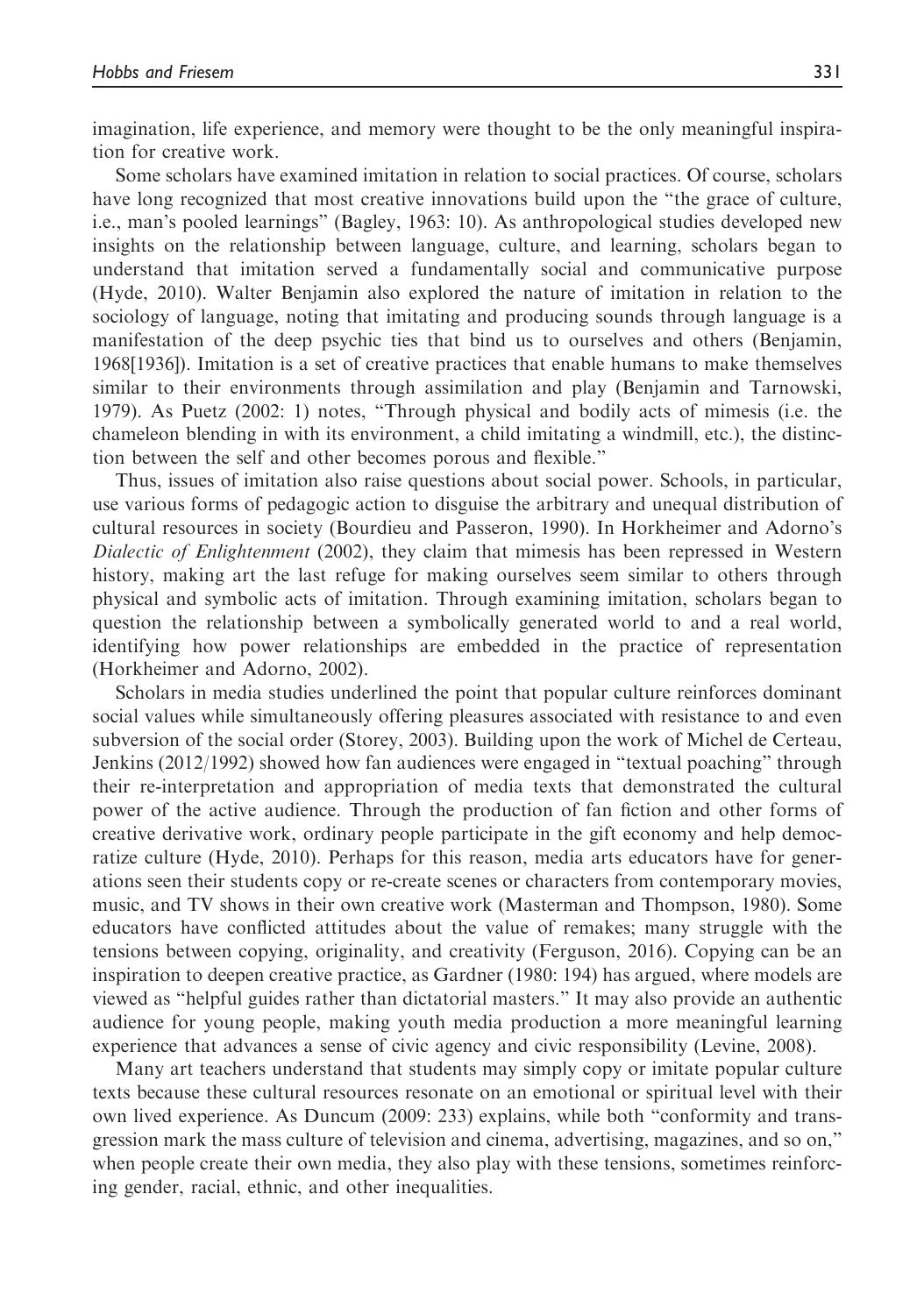imagination, life experience, and memory were thought to be the only meaningful inspiration for creative work.

Some scholars have examined imitation in relation to social practices. Of course, scholars have long recognized that most creative innovations build upon the "the grace of culture, i.e., man's pooled learnings" (Bagley, 1963: 10). As anthropological studies developed new insights on the relationship between language, culture, and learning, scholars began to understand that imitation served a fundamentally social and communicative purpose (Hyde, 2010). Walter Benjamin also explored the nature of imitation in relation to the sociology of language, noting that imitating and producing sounds through language is a manifestation of the deep psychic ties that bind us to ourselves and others (Benjamin, 1968[1936]). Imitation is a set of creative practices that enable humans to make themselves similar to their environments through assimilation and play (Benjamin and Tarnowski, 1979). As Puetz (2002: 1) notes, "Through physical and bodily acts of mimesis (i.e. the chameleon blending in with its environment, a child imitating a windmill, etc.), the distinction between the self and other becomes porous and flexible."

Thus, issues of imitation also raise questions about social power. Schools, in particular, use various forms of pedagogic action to disguise the arbitrary and unequal distribution of cultural resources in society (Bourdieu and Passeron, 1990). In Horkheimer and Adorno's *Dialectic of Enlightenment* (2002), they claim that mimesis has been repressed in Western history, making art the last refuge for making ourselves seem similar to others through physical and symbolic acts of imitation. Through examining imitation, scholars began to question the relationship between a symbolically generated world to and a real world, identifying how power relationships are embedded in the practice of representation (Horkheimer and Adorno, 2002).

Scholars in media studies underlined the point that popular culture reinforces dominant social values while simultaneously offering pleasures associated with resistance to and even subversion of the social order (Storey, 2003). Building upon the work of Michel de Certeau, Jenkins (2012/1992) showed how fan audiences were engaged in "textual poaching" through their re-interpretation and appropriation of media texts that demonstrated the cultural power of the active audience. Through the production of fan fiction and other forms of creative derivative work, ordinary people participate in the gift economy and help democratize culture (Hyde, 2010). Perhaps for this reason, media arts educators have for generations seen their students copy or re-create scenes or characters from contemporary movies, music, and TV shows in their own creative work (Masterman and Thompson, 1980). Some educators have conflicted attitudes about the value of remakes; many struggle with the tensions between copying, originality, and creativity (Ferguson, 2016). Copying can be an inspiration to deepen creative practice, as Gardner (1980: 194) has argued, where models are viewed as "helpful guides rather than dictatorial masters." It may also provide an authentic audience for young people, making youth media production a more meaningful learning experience that advances a sense of civic agency and civic responsibility (Levine, 2008).

Many art teachers understand that students may simply copy or imitate popular culture texts because these cultural resources resonate on an emotional or spiritual level with their own lived experience. As Duncum (2009: 233) explains, while both "conformity and transgression mark the mass culture of television and cinema, advertising, magazines, and so on," when people create their own media, they also play with these tensions, sometimes reinforcing gender, racial, ethnic, and other inequalities.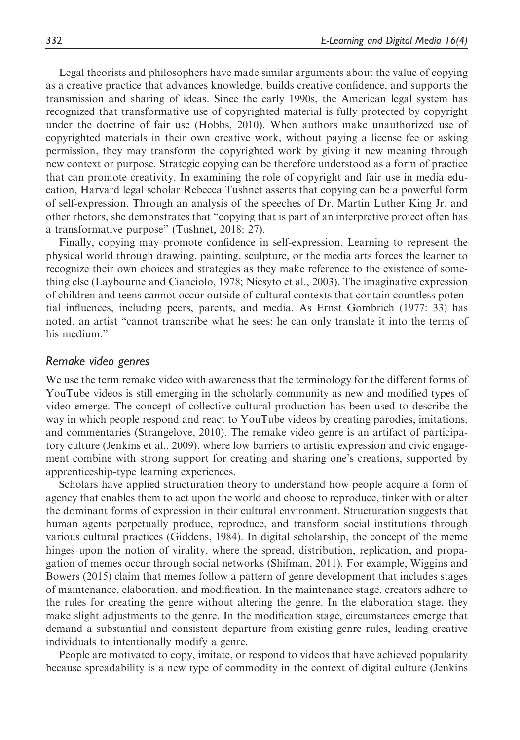Legal theorists and philosophers have made similar arguments about the value of copying as a creative practice that advances knowledge, builds creative confidence, and supports the transmission and sharing of ideas. Since the early 1990s, the American legal system has recognized that transformative use of copyrighted material is fully protected by copyright under the doctrine of fair use (Hobbs, 2010). When authors make unauthorized use of copyrighted materials in their own creative work, without paying a license fee or asking permission, they may transform the copyrighted work by giving it new meaning through new context or purpose. Strategic copying can be therefore understood as a form of practice that can promote creativity. In examining the role of copyright and fair use in media education, Harvard legal scholar Rebecca Tushnet asserts that copying can be a powerful form of self-expression. Through an analysis of the speeches of Dr. Martin Luther King Jr. and other rhetors, she demonstrates that "copying that is part of an interpretive project often has a transformative purpose" (Tushnet, 2018: 27).

Finally, copying may promote confidence in self-expression. Learning to represent the physical world through drawing, painting, sculpture, or the media arts forces the learner to recognize their own choices and strategies as they make reference to the existence of something else (Laybourne and Cianciolo, 1978; Niesyto et al., 2003). The imaginative expression of children and teens cannot occur outside of cultural contexts that contain countless potential influences, including peers, parents, and media. As Ernst Gombrich (1977: 33) has noted, an artist "cannot transcribe what he sees; he can only translate it into the terms of his medium."

## *Remake video genres*

We use the term remake video with awareness that the terminology for the different forms of YouTube videos is still emerging in the scholarly community as new and modified types of video emerge. The concept of collective cultural production has been used to describe the way in which people respond and react to YouTube videos by creating parodies, imitations, and commentaries (Strangelove, 2010). The remake video genre is an artifact of participatory culture (Jenkins et al., 2009), where low barriers to artistic expression and civic engagement combine with strong support for creating and sharing one's creations, supported by apprenticeship-type learning experiences.

Scholars have applied structuration theory to understand how people acquire a form of agency that enables them to act upon the world and choose to reproduce, tinker with or alter the dominant forms of expression in their cultural environment. Structuration suggests that human agents perpetually produce, reproduce, and transform social institutions through various cultural practices (Giddens, 1984). In digital scholarship, the concept of the meme hinges upon the notion of virality, where the spread, distribution, replication, and propagation of memes occur through social networks (Shifman, 2011). For example, Wiggins and Bowers (2015) claim that memes follow a pattern of genre development that includes stages of maintenance, elaboration, and modification. In the maintenance stage, creators adhere to the rules for creating the genre without altering the genre. In the elaboration stage, they make slight adjustments to the genre. In the modification stage, circumstances emerge that demand a substantial and consistent departure from existing genre rules, leading creative individuals to intentionally modify a genre.

People are motivated to copy, imitate, or respond to videos that have achieved popularity because spreadability is a new type of commodity in the context of digital culture (Jenkins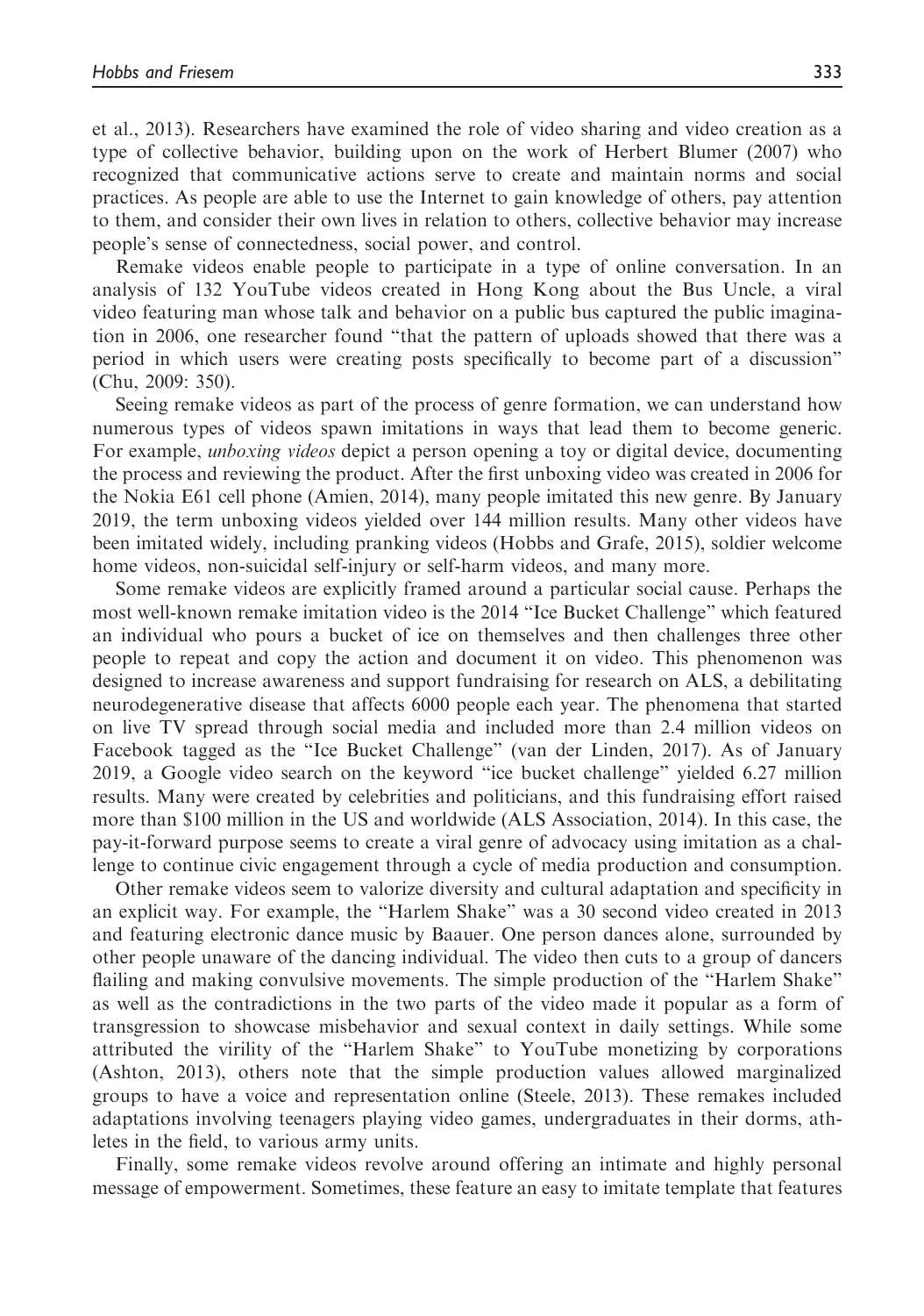et al., 2013). Researchers have examined the role of video sharing and video creation as a type of collective behavior, building upon on the work of Herbert Blumer (2007) who recognized that communicative actions serve to create and maintain norms and social practices. As people are able to use the Internet to gain knowledge of others, pay attention to them, and consider their own lives in relation to others, collective behavior may increase people's sense of connectedness, social power, and control.

Remake videos enable people to participate in a type of online conversation. In an analysis of 132 YouTube videos created in Hong Kong about the Bus Uncle, a viral video featuring man whose talk and behavior on a public bus captured the public imagination in 2006, one researcher found "that the pattern of uploads showed that there was a period in which users were creating posts specifically to become part of a discussion" (Chu, 2009: 350).

Seeing remake videos as part of the process of genre formation, we can understand how numerous types of videos spawn imitations in ways that lead them to become generic. For example, *unboxing videos* depict a person opening a toy or digital device, documenting the process and reviewing the product. After the first unboxing video was created in 2006 for the Nokia E61 cell phone (Amien, 2014), many people imitated this new genre. By January 2019, the term unboxing videos yielded over 144 million results. Many other videos have been imitated widely, including pranking videos (Hobbs and Grafe, 2015), soldier welcome home videos, non-suicidal self-injury or self-harm videos, and many more.

Some remake videos are explicitly framed around a particular social cause. Perhaps the most well-known remake imitation video is the 2014 "Ice Bucket Challenge" which featured an individual who pours a bucket of ice on themselves and then challenges three other people to repeat and copy the action and document it on video. This phenomenon was designed to increase awareness and support fundraising for research on ALS, a debilitating neurodegenerative disease that affects 6000 people each year. The phenomena that started on live TV spread through social media and included more than 2.4 million videos on Facebook tagged as the "Ice Bucket Challenge" (van der Linden, 2017). As of January 2019, a Google video search on the keyword "ice bucket challenge" yielded 6.27 million results. Many were created by celebrities and politicians, and this fundraising effort raised more than $100 million in the US and worldwide (ALS Association, 2014). In this case, the pay-it-forward purpose seems to create a viral genre of advocacy using imitation as a challenge to continue civic engagement through a cycle of media production and consumption.

Other remake videos seem to valorize diversity and cultural adaptation and specificity in an explicit way. For example, the "Harlem Shake" was a 30 second video created in 2013 and featuring electronic dance music by Baauer. One person dances alone, surrounded by other people unaware of the dancing individual. The video then cuts to a group of dancers flailing and making convulsive movements. The simple production of the "Harlem Shake" as well as the contradictions in the two parts of the video made it popular as a form of transgression to showcase misbehavior and sexual context in daily settings. While some attributed the virility of the "Harlem Shake" to YouTube monetizing by corporations (Ashton, 2013), others note that the simple production values allowed marginalized groups to have a voice and representation online (Steele, 2013). These remakes included adaptations involving teenagers playing video games, undergraduates in their dorms, athletes in the field, to various army units.

Finally, some remake videos revolve around offering an intimate and highly personal message of empowerment. Sometimes, these feature an easy to imitate template that features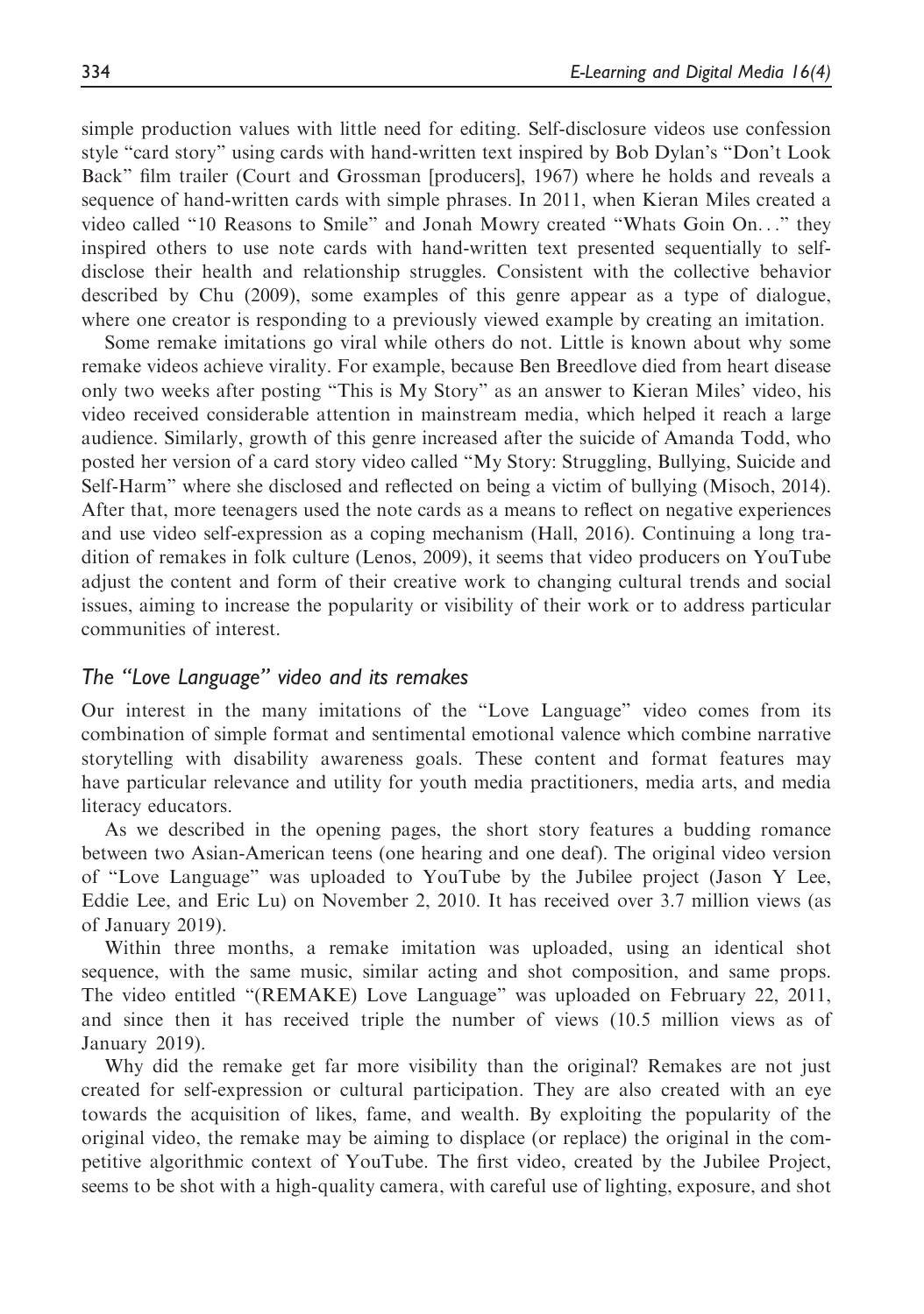simple production values with little need for editing. Self-disclosure videos use confession style "card story" using cards with hand-written text inspired by Bob Dylan's "Don't Look Back" film trailer (Court and Grossman [producers], 1967) where he holds and reveals a sequence of hand-written cards with simple phrases. In 2011, when Kieran Miles created a video called "10 Reasons to Smile" and Jonah Mowry created "Whats Goin On..." they inspired others to use note cards with hand-written text presented sequentially to self-disclose their health and relationship struggles. Consistent with the collective behavior described by Chu (2009), some examples of this genre appear as a type of dialogue, where one creator is responding to a previously viewed example by creating an imitation.

Some remake imitations go viral while others do not. Little is known about why some remake videos achieve virality. For example, because Ben Breedlove died from heart disease only two weeks after posting "This is My Story" as an answer to Kieran Miles' video, his video received considerable attention in mainstream media, which helped it reach a large audience. Similarly, growth of this genre increased after the suicide of Amanda Todd, who posted her version of a card story video called "My Story: Struggling, Bullying, Suicide and Self-Harm" where she disclosed and reflected on being a victim of bullying (Misoch, 2014). After that, more teenagers used the note cards as a means to reflect on negative experiences and use video self-expression as a coping mechanism (Hall, 2016). Continuing a long tradition of remakes in folk culture (Lenos, 2009), it seems that video producers on YouTube adjust the content and form of their creative work to changing cultural trends and social issues, aiming to increase the popularity or visibility of their work or to address particular communities of interest.

### *The "Love Language" video and its remakes*

Our interest in the many imitations of the "Love Language" video comes from its combination of simple format and sentimental emotional valence which combine narrative storytelling with disability awareness goals. These content and format features may have particular relevance and utility for youth media practitioners, media arts, and media literacy educators.

As we described in the opening pages, the short story features a budding romance between two Asian-American teens (one hearing and one deaf). The original video version of "Love Language" was uploaded to YouTube by the Jubilee project (Jason Y Lee, Eddie Lee, and Eric Lu) on November 2, 2010. It has received over 3.7 million views (as of January 2019).

Within three months, a remake imitation was uploaded, using an identical shot sequence, with the same music, similar acting and shot composition, and same props. The video entitled "(REMAKE) Love Language" was uploaded on February 22, 2011, and since then it has received triple the number of views (10.5 million views as of January 2019).

Why did the remake get far more visibility than the original? Remakes are not just created for self-expression or cultural participation. They are also created with an eye towards the acquisition of likes, fame, and wealth. By exploiting the popularity of the original video, the remake may be aiming to displace (or replace) the original in the competitive algorithmic context of YouTube. The first video, created by the Jubilee Project, seems to be shot with a high-quality camera, with careful use of lighting, exposure, and shot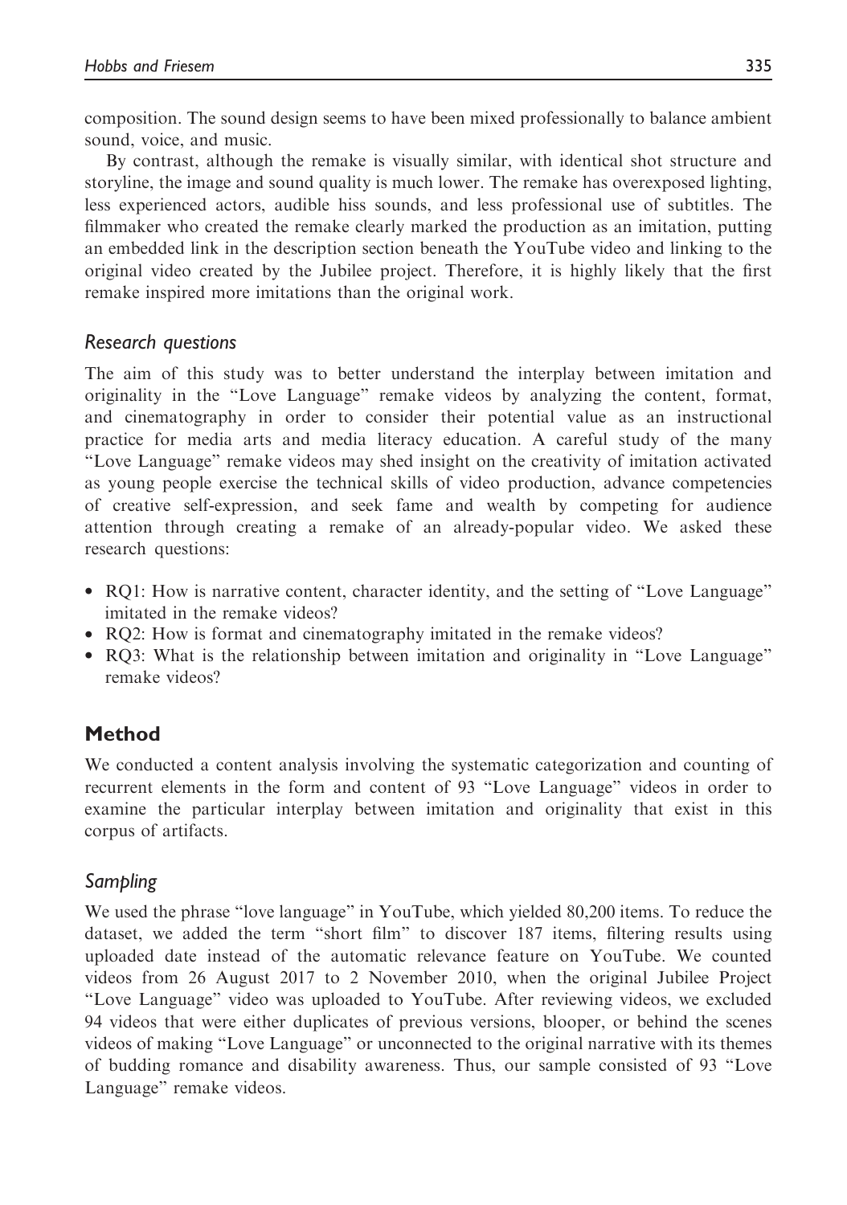composition. The sound design seems to have been mixed professionally to balance ambient sound, voice, and music.

By contrast, although the remake is visually similar, with identical shot structure and storyline, the image and sound quality is much lower. The remake has overexposed lighting, less experienced actors, audible hiss sounds, and less professional use of subtitles. The filmmaker who created the remake clearly marked the production as an imitation, putting an embedded link in the description section beneath the YouTube video and linking to the original video created by the Jubilee project. Therefore, it is highly likely that the first remake inspired more imitations than the original work.

### Research questions

The aim of this study was to better understand the interplay between imitation and originality in the "Love Language" remake videos by analyzing the content, format, and cinematography in order to consider their potential value as an instructional practice for media arts and media literacy education. A careful study of the many "Love Language" remake videos may shed insight on the creativity of imitation activated as young people exercise the technical skills of video production, advance competencies of creative self-expression, and seek fame and wealth by competing for audience attention through creating a remake of an already-popular video. We asked these research questions:

- RQ1: How is narrative content, character identity, and the setting of "Love Language" imitated in the remake videos?
- RQ2: How is format and cinematography imitated in the remake videos?
- RQ3: What is the relationship between imitation and originality in "Love Language" remake videos?

## Method

We conducted a content analysis involving the systematic categorization and counting of recurrent elements in the form and content of 93 "Love Language" videos in order to examine the particular interplay between imitation and originality that exist in this corpus of artifacts.

### Sampling

We used the phrase "love language" in YouTube, which yielded 80,200 items. To reduce the dataset, we added the term "short film" to discover 187 items, filtering results using uploaded date instead of the automatic relevance feature on YouTube. We counted videos from 26 August 2017 to 2 November 2010, when the original Jubilee Project "Love Language" video was uploaded to YouTube. After reviewing videos, we excluded 94 videos that were either duplicates of previous versions, blooper, or behind the scenes videos of making "Love Language" or unconnected to the original narrative with its themes of budding romance and disability awareness. Thus, our sample consisted of 93 "Love Language" remake videos.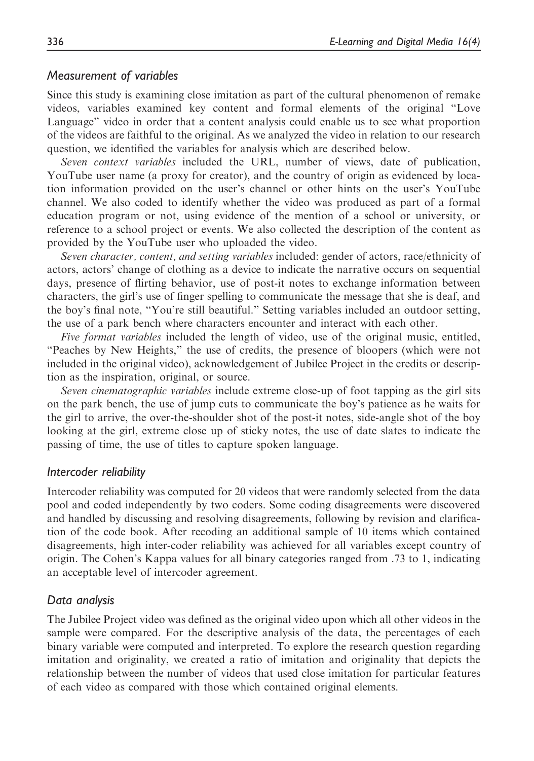### Measurement of variables

Since this study is examining close imitation as part of the cultural phenomenon of remake videos, variables examined key content and formal elements of the original "Love Language" video in order that a content analysis could enable us to see what proportion of the videos are faithful to the original. As we analyzed the video in relation to our research question, we identified the variables for analysis which are described below.

*Seven context variables* included the URL, number of views, date of publication, YouTube user name (a proxy for creator), and the country of origin as evidenced by location information provided on the user's channel or other hints on the user's YouTube channel. We also coded to identify whether the video was produced as part of a formal education program or not, using evidence of the mention of a school or university, or reference to a school project or events. We also collected the description of the content as provided by the YouTube user who uploaded the video.

*Seven character, content, and setting variables* included: gender of actors, race/ethnicity of actors, actors' change of clothing as a device to indicate the narrative occurs on sequential days, presence of flirting behavior, use of post-it notes to exchange information between characters, the girl's use of finger spelling to communicate the message that she is deaf, and the boy's final note, "You're still beautiful." Setting variables included an outdoor setting, the use of a park bench where characters encounter and interact with each other.

*Five format variables* included the length of video, use of the original music, entitled, "Peaches by New Heights," the use of credits, the presence of bloopers (which were not included in the original video), acknowledgement of Jubilee Project in the credits or description as the inspiration, original, or source.

*Seven cinematographic variables* include extreme close-up of foot tapping as the girl sits on the park bench, the use of jump cuts to communicate the boy's patience as he waits for the girl to arrive, the over-the-shoulder shot of the post-it notes, side-angle shot of the boy looking at the girl, extreme close up of sticky notes, the use of date slates to indicate the passing of time, the use of titles to capture spoken language.

### Intercoder reliability

Intercoder reliability was computed for 20 videos that were randomly selected from the data pool and coded independently by two coders. Some coding disagreements were discovered and handled by discussing and resolving disagreements, following by revision and clarification of the code book. After recoding an additional sample of 10 items which contained disagreements, high inter-coder reliability was achieved for all variables except country of origin. The Cohen's Kappa values for all binary categories ranged from .73 to 1, indicating an acceptable level of intercoder agreement.

### Data analysis

The Jubilee Project video was defined as the original video upon which all other videos in the sample were compared. For the descriptive analysis of the data, the percentages of each binary variable were computed and interpreted. To explore the research question regarding imitation and originality, we created a ratio of imitation and originality that depicts the relationship between the number of videos that used close imitation for particular features of each video as compared with those which contained original elements.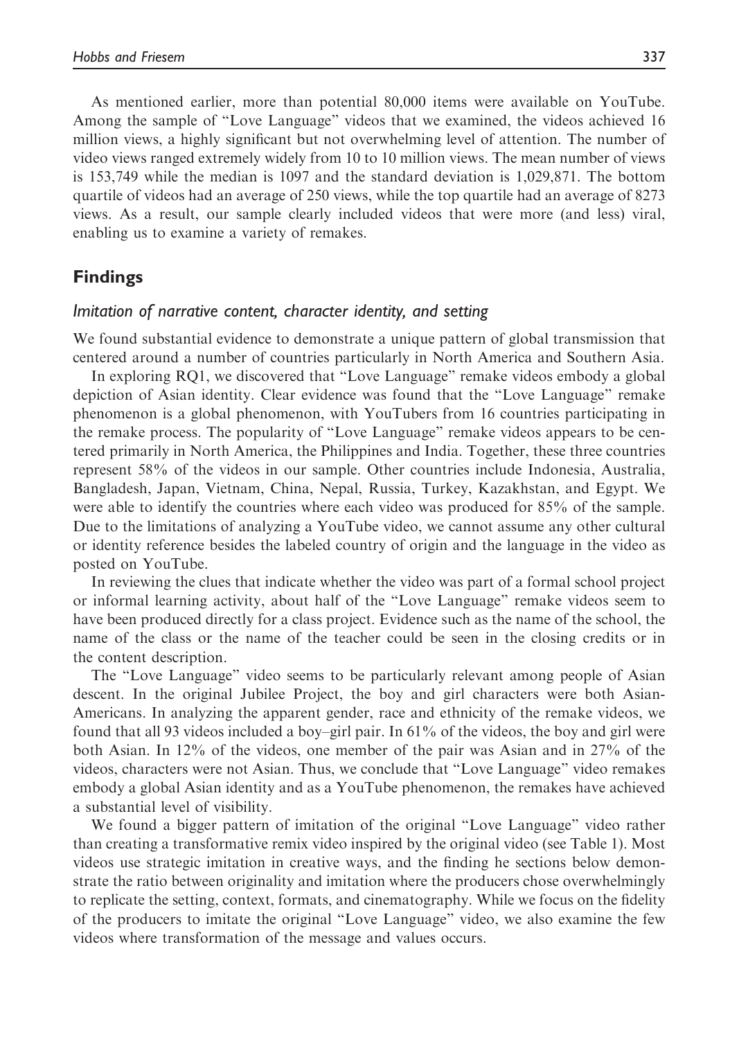As mentioned earlier, more than potential 80,000 items were available on YouTube. Among the sample of "Love Language" videos that we examined, the videos achieved 16 million views, a highly significant but not overwhelming level of attention. The number of video views ranged extremely widely from 10 to 10 million views. The mean number of views is 153,749 while the median is 1097 and the standard deviation is 1,029,871. The bottom quartile of videos had an average of 250 views, while the top quartile had an average of 8273 views. As a result, our sample clearly included videos that were more (and less) viral, enabling us to examine a variety of remakes.

## Findings

### *Imitation of narrative content, character identity, and setting*

We found substantial evidence to demonstrate a unique pattern of global transmission that centered around a number of countries particularly in North America and Southern Asia.

In exploring RQ1, we discovered that "Love Language" remake videos embody a global depiction of Asian identity. Clear evidence was found that the "Love Language" remake phenomenon is a global phenomenon, with YouTubers from 16 countries participating in the remake process. The popularity of "Love Language" remake videos appears to be centered primarily in North America, the Philippines and India. Together, these three countries represent 58% of the videos in our sample. Other countries include Indonesia, Australia, Bangladesh, Japan, Vietnam, China, Nepal, Russia, Turkey, Kazakhstan, and Egypt. We were able to identify the countries where each video was produced for 85% of the sample. Due to the limitations of analyzing a YouTube video, we cannot assume any other cultural or identity reference besides the labeled country of origin and the language in the video as posted on YouTube.

In reviewing the clues that indicate whether the video was part of a formal school project or informal learning activity, about half of the "Love Language" remake videos seem to have been produced directly for a class project. Evidence such as the name of the school, the name of the class or the name of the teacher could be seen in the closing credits or in the content description.

The "Love Language" video seems to be particularly relevant among people of Asian descent. In the original Jubilee Project, the boy and girl characters were both Asian-Americans. In analyzing the apparent gender, race and ethnicity of the remake videos, we found that all 93 videos included a boy–girl pair. In 61% of the videos, the boy and girl were both Asian. In 12% of the videos, one member of the pair was Asian and in 27% of the videos, characters were not Asian. Thus, we conclude that "Love Language" video remakes embody a global Asian identity and as a YouTube phenomenon, the remakes have achieved a substantial level of visibility.

We found a bigger pattern of imitation of the original "Love Language" video rather than creating a transformative remix video inspired by the original video (see Table 1). Most videos use strategic imitation in creative ways, and the finding he sections below demonstrate the ratio between originality and imitation where the producers chose overwhelmingly to replicate the setting, context, formats, and cinematography. While we focus on the fidelity of the producers to imitate the original "Love Language" video, we also examine the few videos where transformation of the message and values occurs.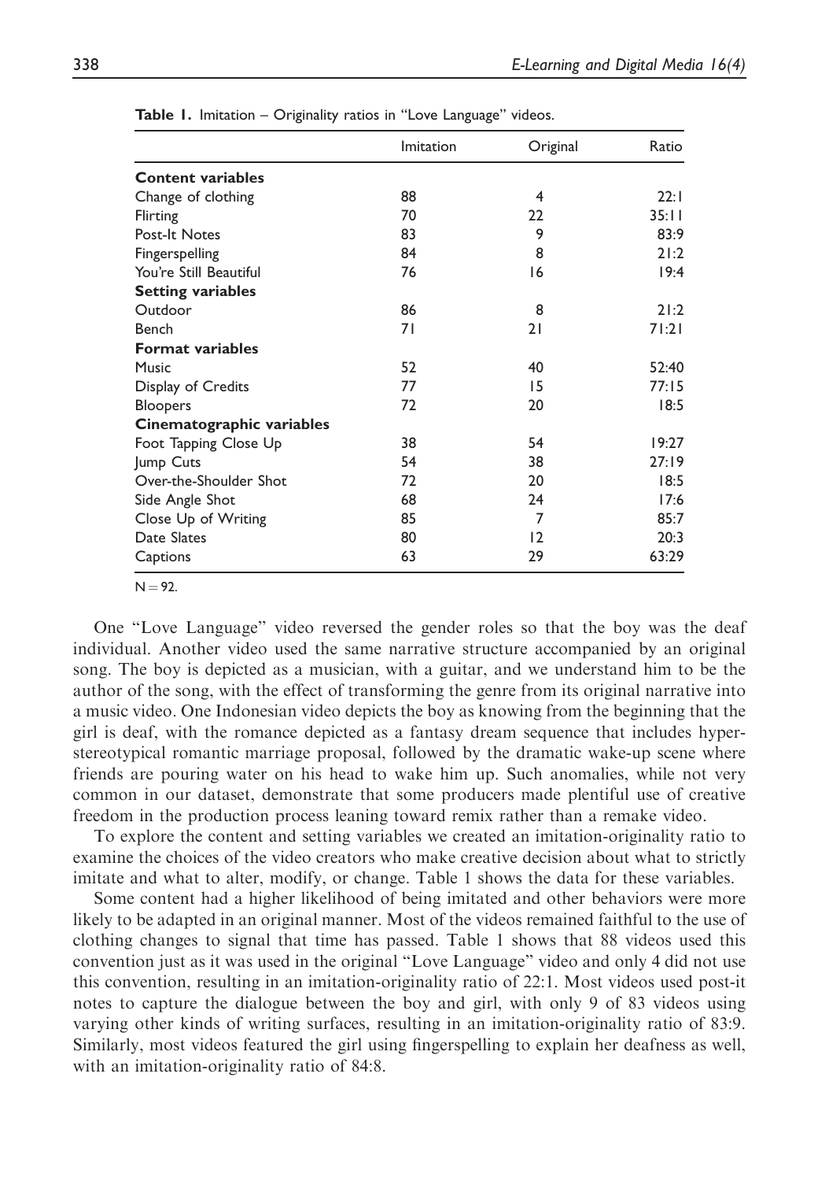**Table 1.** Imitation – Originality ratios in "Love Language" videos.

| | Imitation | Original | Ratio |
|---|---|---|---|
| **Content variables** | | | |
| Change of clothing | 88 | 4 | 22:1 |
| Flirting | 70 | 22 | 35:11 |
| Post-It Notes | 83 | 9 | 83:9 |
| Fingerspelling | 84 | 8 | 21:2 |
| You're Still Beautiful | 76 | 16 | 19:4 |
| **Setting variables** | | | |
| Outdoor | 86 | 8 | 21:2 |
| Bench | 71 | 21 | 71:21 |
| **Format variables** | | | |
| Music | 52 | 40 | 52:40 |
| Display of Credits | 77 | 15 | 77:15 |
| Bloopers | 72 | 20 | 18:5 |
| **Cinematographic variables** | | | |
| Foot Tapping Close Up | 38 | 54 | 19:27 |
| Jump Cuts | 54 | 38 | 27:19 |
| Over-the-Shoulder Shot | 72 | 20 | 18:5 |
| Side Angle Shot | 68 | 24 | 17:6 |
| Close Up of Writing | 85 | 7 | 85:7 |
| Date Slates | 80 | 12 | 20:3 |
| Captions | 63 | 29 | 63:29 |

N = 92.

One "Love Language" video reversed the gender roles so that the boy was the deaf individual. Another video used the same narrative structure accompanied by an original song. The boy is depicted as a musician, with a guitar, and we understand him to be the author of the song, with the effect of transforming the genre from its original narrative into a music video. One Indonesian video depicts the boy as knowing from the beginning that the girl is deaf, with the romance depicted as a fantasy dream sequence that includes hyper-stereotypical romantic marriage proposal, followed by the dramatic wake-up scene where friends are pouring water on his head to wake him up. Such anomalies, while not very common in our dataset, demonstrate that some producers made plentiful use of creative freedom in the production process leaning toward remix rather than a remake video.

To explore the content and setting variables we created an imitation-originality ratio to examine the choices of the video creators who make creative decision about what to strictly imitate and what to alter, modify, or change. Table 1 shows the data for these variables.

Some content had a higher likelihood of being imitated and other behaviors were more likely to be adapted in an original manner. Most of the videos remained faithful to the use of clothing changes to signal that time has passed. Table 1 shows that 88 videos used this convention just as it was used in the original "Love Language" video and only 4 did not use this convention, resulting in an imitation-originality ratio of 22:1. Most videos used post-it notes to capture the dialogue between the boy and girl, with only 9 of 83 videos using varying other kinds of writing surfaces, resulting in an imitation-originality ratio of 83:9. Similarly, most videos featured the girl using fingerspelling to explain her deafness as well, with an imitation-originality ratio of 84:8.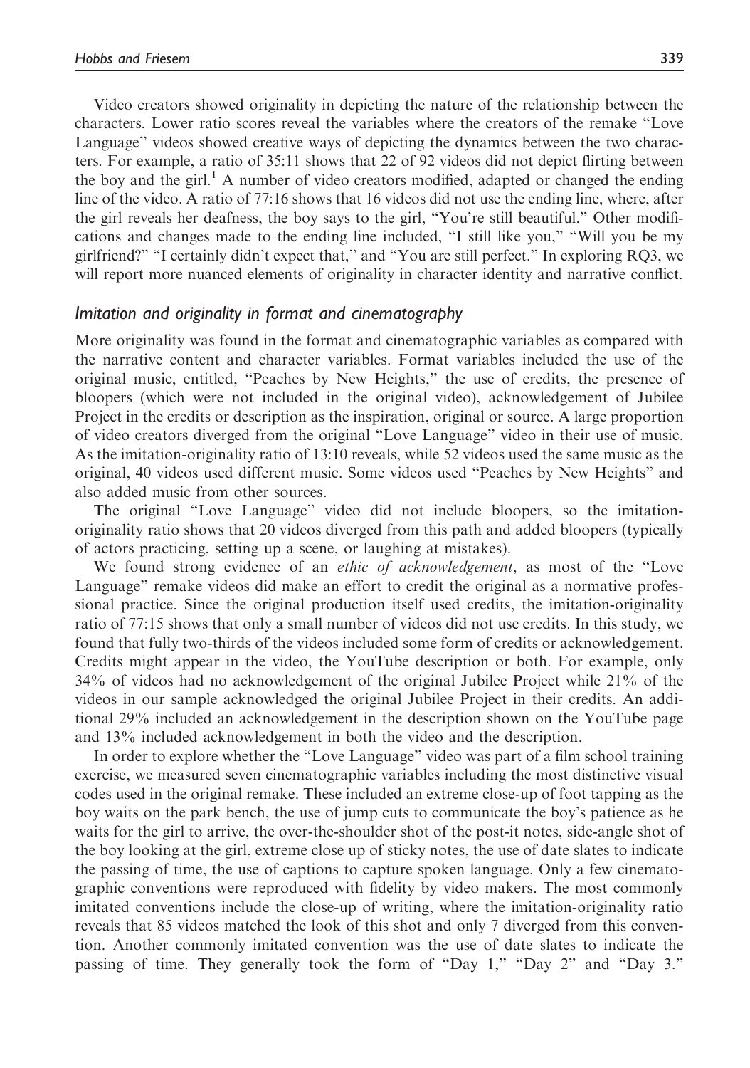Video creators showed originality in depicting the nature of the relationship between the characters. Lower ratio scores reveal the variables where the creators of the remake "Love Language" videos showed creative ways of depicting the dynamics between the two characters. For example, a ratio of 35:11 shows that 22 of 92 videos did not depict flirting between the boy and the girl.[1] A number of video creators modified, adapted or changed the ending line of the video. A ratio of 77:16 shows that 16 videos did not use the ending line, where, after the girl reveals her deafness, the boy says to the girl, "You're still beautiful." Other modifications and changes made to the ending line included, "I still like you," "Will you be my girlfriend?" "I certainly didn't expect that," and "You are still perfect." In exploring RQ3, we will report more nuanced elements of originality in character identity and narrative conflict.

### Imitation and originality in format and cinematography

More originality was found in the format and cinematographic variables as compared with the narrative content and character variables. Format variables included the use of the original music, entitled, "Peaches by New Heights," the use of credits, the presence of bloopers (which were not included in the original video), acknowledgement of Jubilee Project in the credits or description as the inspiration, original or source. A large proportion of video creators diverged from the original "Love Language" video in their use of music. As the imitation-originality ratio of 13:10 reveals, while 52 videos used the same music as the original, 40 videos used different music. Some videos used "Peaches by New Heights" and also added music from other sources.

The original "Love Language" video did not include bloopers, so the imitation-originality ratio shows that 20 videos diverged from this path and added bloopers (typically of actors practicing, setting up a scene, or laughing at mistakes).

We found strong evidence of an *ethic of acknowledgement*, as most of the "Love Language" remake videos did make an effort to credit the original as a normative professional practice. Since the original production itself used credits, the imitation-originality ratio of 77:15 shows that only a small number of videos did not use credits. In this study, we found that fully two-thirds of the videos included some form of credits or acknowledgement. Credits might appear in the video, the YouTube description or both. For example, only 34% of videos had no acknowledgement of the original Jubilee Project while 21% of the videos in our sample acknowledged the original Jubilee Project in their credits. An additional 29% included an acknowledgement in the description shown on the YouTube page and 13% included acknowledgement in both the video and the description.

In order to explore whether the "Love Language" video was part of a film school training exercise, we measured seven cinematographic variables including the most distinctive visual codes used in the original remake. These included an extreme close-up of foot tapping as the boy waits on the park bench, the use of jump cuts to communicate the boy's patience as he waits for the girl to arrive, the over-the-shoulder shot of the post-it notes, side-angle shot of the boy looking at the girl, extreme close up of sticky notes, the use of date slates to indicate the passing of time, the use of captions to capture spoken language. Only a few cinematographic conventions were reproduced with fidelity by video makers. The most commonly imitated conventions include the close-up of writing, where the imitation-originality ratio reveals that 85 videos matched the look of this shot and only 7 diverged from this convention. Another commonly imitated convention was the use of date slates to indicate the passing of time. They generally took the form of "Day 1," "Day 2" and "Day 3."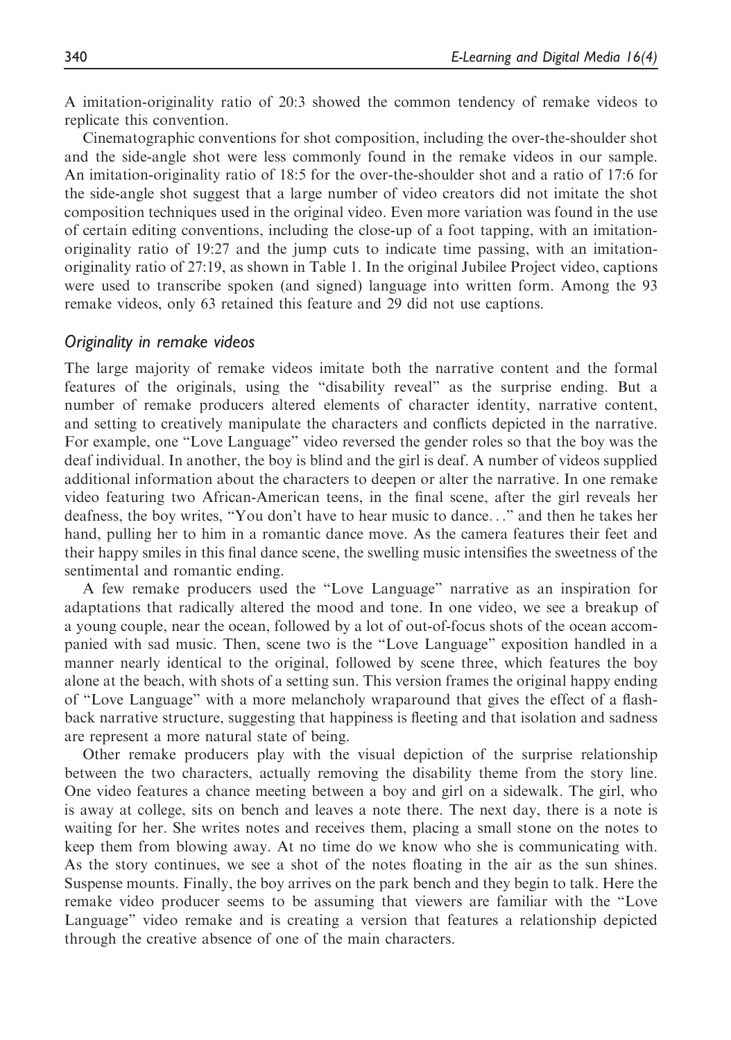A imitation-originality ratio of 20:3 showed the common tendency of remake videos to replicate this convention.

Cinematographic conventions for shot composition, including the over-the-shoulder shot and the side-angle shot were less commonly found in the remake videos in our sample. An imitation-originality ratio of 18:5 for the over-the-shoulder shot and a ratio of 17:6 for the side-angle shot suggest that a large number of video creators did not imitate the shot composition techniques used in the original video. Even more variation was found in the use of certain editing conventions, including the close-up of a foot tapping, with an imitation-originality ratio of 19:27 and the jump cuts to indicate time passing, with an imitation-originality ratio of 27:19, as shown in Table 1. In the original Jubilee Project video, captions were used to transcribe spoken (and signed) language into written form. Among the 93 remake videos, only 63 retained this feature and 29 did not use captions.

### *Originality in remake videos*

The large majority of remake videos imitate both the narrative content and the formal features of the originals, using the "disability reveal" as the surprise ending. But a number of remake producers altered elements of character identity, narrative content, and setting to creatively manipulate the characters and conflicts depicted in the narrative. For example, one "Love Language" video reversed the gender roles so that the boy was the deaf individual. In another, the boy is blind and the girl is deaf. A number of videos supplied additional information about the characters to deepen or alter the narrative. In one remake video featuring two African-American teens, in the final scene, after the girl reveals her deafness, the boy writes, "You don't have to hear music to dance…" and then he takes her hand, pulling her to him in a romantic dance move. As the camera features their feet and their happy smiles in this final dance scene, the swelling music intensifies the sweetness of the sentimental and romantic ending.

A few remake producers used the "Love Language" narrative as an inspiration for adaptations that radically altered the mood and tone. In one video, we see a breakup of a young couple, near the ocean, followed by a lot of out-of-focus shots of the ocean accompanied with sad music. Then, scene two is the "Love Language" exposition handled in a manner nearly identical to the original, followed by scene three, which features the boy alone at the beach, with shots of a setting sun. This version frames the original happy ending of "Love Language" with a more melancholy wraparound that gives the effect of a flashback narrative structure, suggesting that happiness is fleeting and that isolation and sadness are represent a more natural state of being.

Other remake producers play with the visual depiction of the surprise relationship between the two characters, actually removing the disability theme from the story line. One video features a chance meeting between a boy and girl on a sidewalk. The girl, who is away at college, sits on bench and leaves a note there. The next day, there is a note is waiting for her. She writes notes and receives them, placing a small stone on the notes to keep them from blowing away. At no time do we know who she is communicating with. As the story continues, we see a shot of the notes floating in the air as the sun shines. Suspense mounts. Finally, the boy arrives on the park bench and they begin to talk. Here the remake video producer seems to be assuming that viewers are familiar with the "Love Language" video remake and is creating a version that features a relationship depicted through the creative absence of one of the main characters.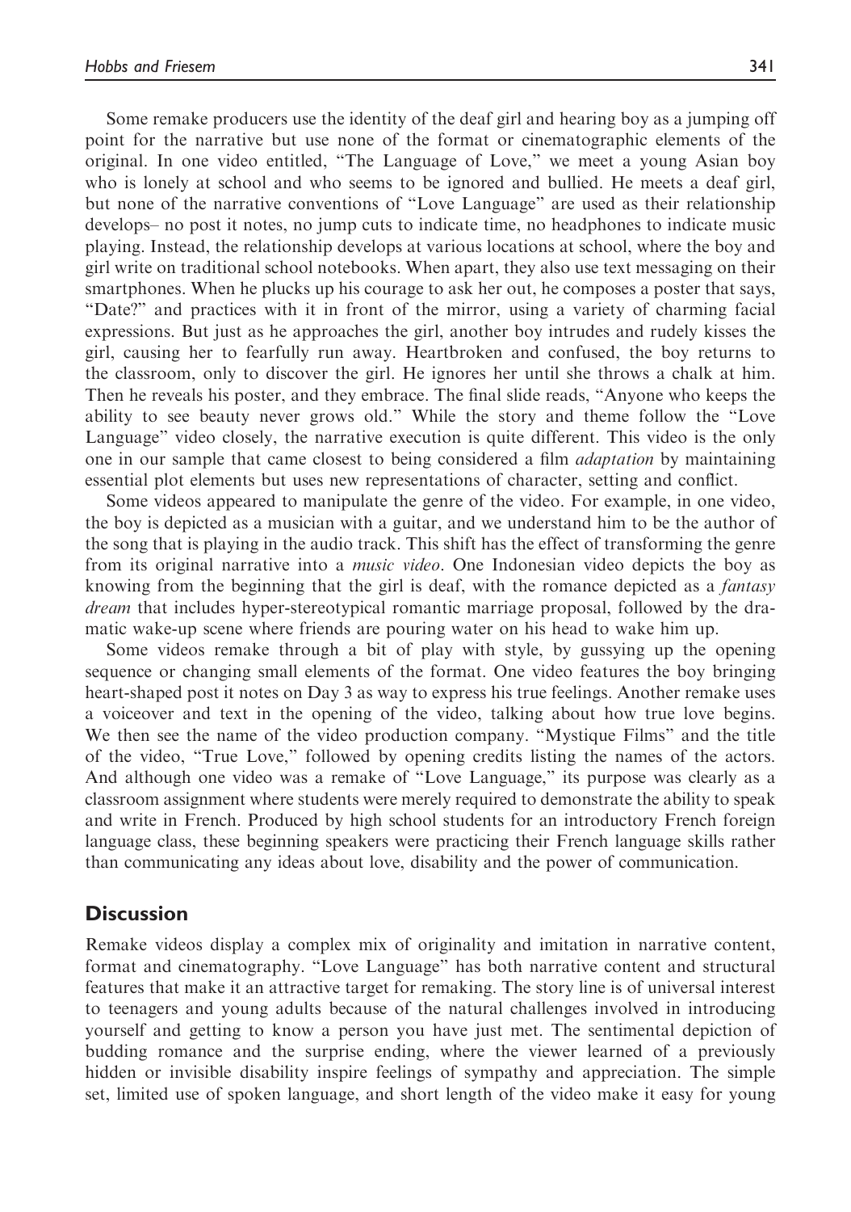Some remake producers use the identity of the deaf girl and hearing boy as a jumping off point for the narrative but use none of the format or cinematographic elements of the original. In one video entitled, "The Language of Love," we meet a young Asian boy who is lonely at school and who seems to be ignored and bullied. He meets a deaf girl, but none of the narrative conventions of "Love Language" are used as their relationship develops– no post it notes, no jump cuts to indicate time, no headphones to indicate music playing. Instead, the relationship develops at various locations at school, where the boy and girl write on traditional school notebooks. When apart, they also use text messaging on their smartphones. When he plucks up his courage to ask her out, he composes a poster that says, "Date?" and practices with it in front of the mirror, using a variety of charming facial expressions. But just as he approaches the girl, another boy intrudes and rudely kisses the girl, causing her to fearfully run away. Heartbroken and confused, the boy returns to the classroom, only to discover the girl. He ignores her until she throws a chalk at him. Then he reveals his poster, and they embrace. The final slide reads, "Anyone who keeps the ability to see beauty never grows old." While the story and theme follow the "Love Language" video closely, the narrative execution is quite different. This video is the only one in our sample that came closest to being considered a film *adaptation* by maintaining essential plot elements but uses new representations of character, setting and conflict.

Some videos appeared to manipulate the genre of the video. For example, in one video, the boy is depicted as a musician with a guitar, and we understand him to be the author of the song that is playing in the audio track. This shift has the effect of transforming the genre from its original narrative into a *music video*. One Indonesian video depicts the boy as knowing from the beginning that the girl is deaf, with the romance depicted as a *fantasy dream* that includes hyper-stereotypical romantic marriage proposal, followed by the dramatic wake-up scene where friends are pouring water on his head to wake him up.

Some videos remake through a bit of play with style, by gussying up the opening sequence or changing small elements of the format. One video features the boy bringing heart-shaped post it notes on Day 3 as way to express his true feelings. Another remake uses a voiceover and text in the opening of the video, talking about how true love begins. We then see the name of the video production company. "Mystique Films" and the title of the video, "True Love," followed by opening credits listing the names of the actors. And although one video was a remake of "Love Language," its purpose was clearly as a classroom assignment where students were merely required to demonstrate the ability to speak and write in French. Produced by high school students for an introductory French foreign language class, these beginning speakers were practicing their French language skills rather than communicating any ideas about love, disability and the power of communication.

## Discussion

Remake videos display a complex mix of originality and imitation in narrative content, format and cinematography. "Love Language" has both narrative content and structural features that make it an attractive target for remaking. The story line is of universal interest to teenagers and young adults because of the natural challenges involved in introducing yourself and getting to know a person you have just met. The sentimental depiction of budding romance and the surprise ending, where the viewer learned of a previously hidden or invisible disability inspire feelings of sympathy and appreciation. The simple set, limited use of spoken language, and short length of the video make it easy for young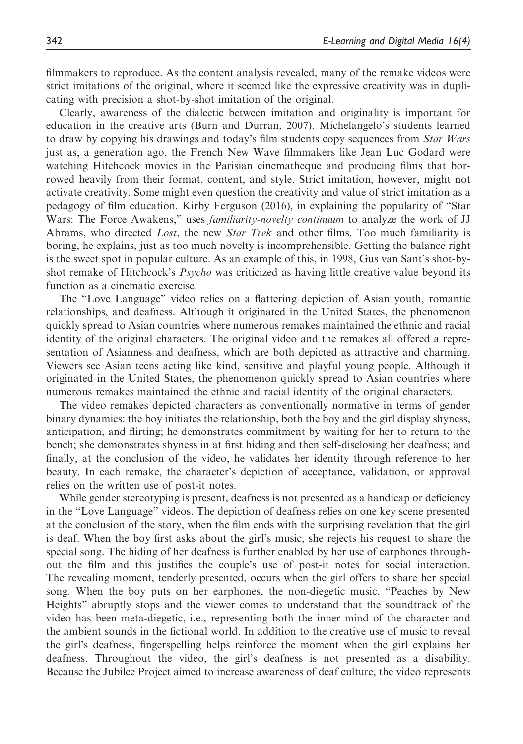filmmakers to reproduce. As the content analysis revealed, many of the remake videos were strict imitations of the original, where it seemed like the expressive creativity was in duplicating with precision a shot-by-shot imitation of the original.

Clearly, awareness of the dialectic between imitation and originality is important for education in the creative arts (Burn and Durran, 2007). Michelangelo's students learned to draw by copying his drawings and today's film students copy sequences from *Star Wars* just as, a generation ago, the French New Wave filmmakers like Jean Luc Godard were watching Hitchcock movies in the Parisian cinematheque and producing films that borrowed heavily from their format, content, and style. Strict imitation, however, might not activate creativity. Some might even question the creativity and value of strict imitation as a pedagogy of film education. Kirby Ferguson (2016), in explaining the popularity of "Star Wars: The Force Awakens," uses *familiarity-novelty continuum* to analyze the work of JJ Abrams, who directed *Lost*, the new *Star Trek* and other films. Too much familiarity is boring, he explains, just as too much novelty is incomprehensible. Getting the balance right is the sweet spot in popular culture. As an example of this, in 1998, Gus van Sant's shot-by-shot remake of Hitchcock's *Psycho* was criticized as having little creative value beyond its function as a cinematic exercise.

The "Love Language" video relies on a flattering depiction of Asian youth, romantic relationships, and deafness. Although it originated in the United States, the phenomenon quickly spread to Asian countries where numerous remakes maintained the ethnic and racial identity of the original characters. The original video and the remakes all offered a representation of Asianness and deafness, which are both depicted as attractive and charming. Viewers see Asian teens acting like kind, sensitive and playful young people. Although it originated in the United States, the phenomenon quickly spread to Asian countries where numerous remakes maintained the ethnic and racial identity of the original characters.

The video remakes depicted characters as conventionally normative in terms of gender binary dynamics: the boy initiates the relationship, both the boy and the girl display shyness, anticipation, and flirting; he demonstrates commitment by waiting for her to return to the bench; she demonstrates shyness in at first hiding and then self-disclosing her deafness; and finally, at the conclusion of the video, he validates her identity through reference to her beauty. In each remake, the character's depiction of acceptance, validation, or approval relies on the written use of post-it notes.

While gender stereotyping is present, deafness is not presented as a handicap or deficiency in the "Love Language" videos. The depiction of deafness relies on one key scene presented at the conclusion of the story, when the film ends with the surprising revelation that the girl is deaf. When the boy first asks about the girl's music, she rejects his request to share the special song. The hiding of her deafness is further enabled by her use of earphones throughout the film and this justifies the couple's use of post-it notes for social interaction. The revealing moment, tenderly presented, occurs when the girl offers to share her special song. When the boy puts on her earphones, the non-diegetic music, "Peaches by New Heights" abruptly stops and the viewer comes to understand that the soundtrack of the video has been meta-diegetic, i.e., representing both the inner mind of the character and the ambient sounds in the fictional world. In addition to the creative use of music to reveal the girl's deafness, fingerspelling helps reinforce the moment when the girl explains her deafness. Throughout the video, the girl's deafness is not presented as a disability. Because the Jubilee Project aimed to increase awareness of deaf culture, the video represents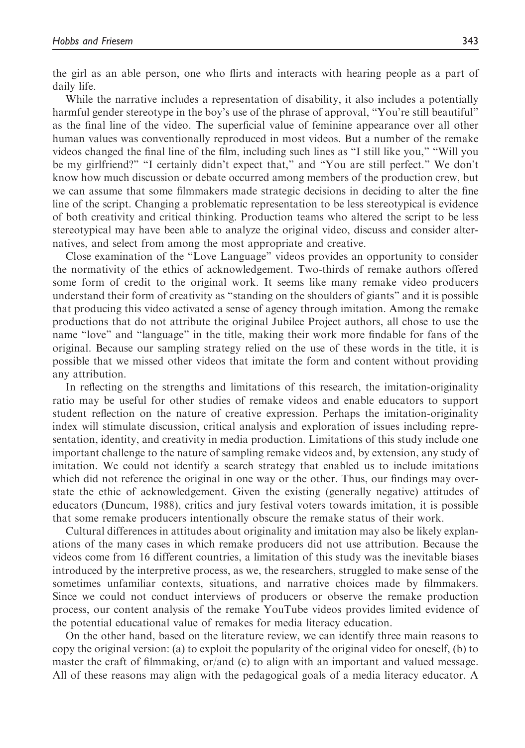the girl as an able person, one who flirts and interacts with hearing people as a part of daily life.

While the narrative includes a representation of disability, it also includes a potentially harmful gender stereotype in the boy's use of the phrase of approval, "You're still beautiful" as the final line of the video. The superficial value of feminine appearance over all other human values was conventionally reproduced in most videos. But a number of the remake videos changed the final line of the film, including such lines as "I still like you," "Will you be my girlfriend?" "I certainly didn't expect that," and "You are still perfect." We don't know how much discussion or debate occurred among members of the production crew, but we can assume that some filmmakers made strategic decisions in deciding to alter the fine line of the script. Changing a problematic representation to be less stereotypical is evidence of both creativity and critical thinking. Production teams who altered the script to be less stereotypical may have been able to analyze the original video, discuss and consider alternatives, and select from among the most appropriate and creative.

Close examination of the "Love Language" videos provides an opportunity to consider the normativity of the ethics of acknowledgement. Two-thirds of remake authors offered some form of credit to the original work. It seems like many remake video producers understand their form of creativity as "standing on the shoulders of giants" and it is possible that producing this video activated a sense of agency through imitation. Among the remake productions that do not attribute the original Jubilee Project authors, all chose to use the name "love" and "language" in the title, making their work more findable for fans of the original. Because our sampling strategy relied on the use of these words in the title, it is possible that we missed other videos that imitate the form and content without providing any attribution.

In reflecting on the strengths and limitations of this research, the imitation-originality ratio may be useful for other studies of remake videos and enable educators to support student reflection on the nature of creative expression. Perhaps the imitation-originality index will stimulate discussion, critical analysis and exploration of issues including representation, identity, and creativity in media production. Limitations of this study include one important challenge to the nature of sampling remake videos and, by extension, any study of imitation. We could not identify a search strategy that enabled us to include imitations which did not reference the original in one way or the other. Thus, our findings may overstate the ethic of acknowledgement. Given the existing (generally negative) attitudes of educators (Duncum, 1988), critics and jury festival voters towards imitation, it is possible that some remake producers intentionally obscure the remake status of their work.

Cultural differences in attitudes about originality and imitation may also be likely explanations of the many cases in which remake producers did not use attribution. Because the videos come from 16 different countries, a limitation of this study was the inevitable biases introduced by the interpretive process, as we, the researchers, struggled to make sense of the sometimes unfamiliar contexts, situations, and narrative choices made by filmmakers. Since we could not conduct interviews of producers or observe the remake production process, our content analysis of the remake YouTube videos provides limited evidence of the potential educational value of remakes for media literacy education.

On the other hand, based on the literature review, we can identify three main reasons to copy the original version: (a) to exploit the popularity of the original video for oneself, (b) to master the craft of filmmaking, or/and (c) to align with an important and valued message. All of these reasons may align with the pedagogical goals of a media literacy educator. A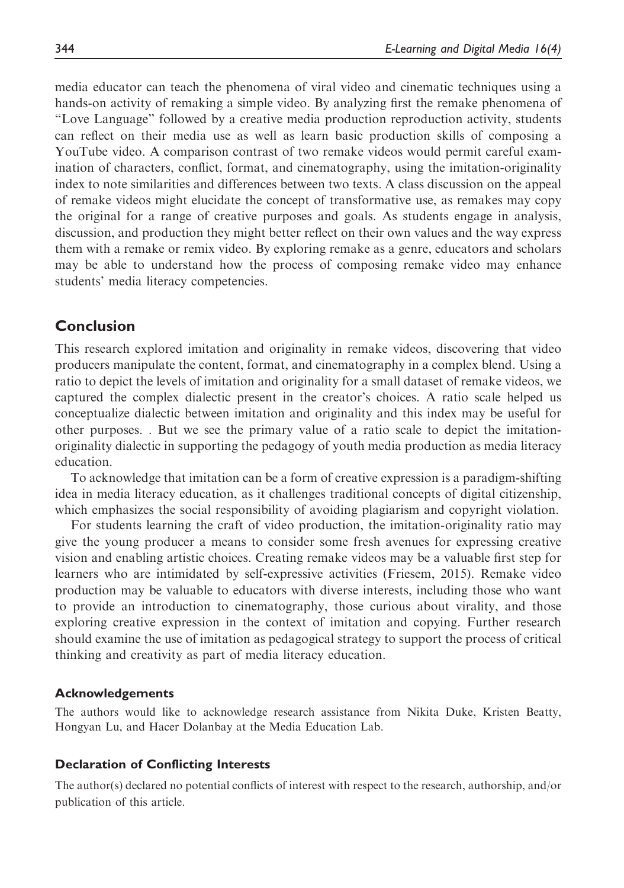media educator can teach the phenomena of viral video and cinematic techniques using a hands-on activity of remaking a simple video. By analyzing first the remake phenomena of "Love Language" followed by a creative media production reproduction activity, students can reflect on their media use as well as learn basic production skills of composing a YouTube video. A comparison contrast of two remake videos would permit careful examination of characters, conflict, format, and cinematography, using the imitation-originality index to note similarities and differences between two texts. A class discussion on the appeal of remake videos might elucidate the concept of transformative use, as remakes may copy the original for a range of creative purposes and goals. As students engage in analysis, discussion, and production they might better reflect on their own values and the way express them with a remake or remix video. By exploring remake as a genre, educators and scholars may be able to understand how the process of composing remake video may enhance students' media literacy competencies.

## Conclusion

This research explored imitation and originality in remake videos, discovering that video producers manipulate the content, format, and cinematography in a complex blend. Using a ratio to depict the levels of imitation and originality for a small dataset of remake videos, we captured the complex dialectic present in the creator's choices. A ratio scale helped us conceptualize dialectic between imitation and originality and this index may be useful for other purposes. . But we see the primary value of a ratio scale to depict the imitation-originality dialectic in supporting the pedagogy of youth media production as media literacy education.

To acknowledge that imitation can be a form of creative expression is a paradigm-shifting idea in media literacy education, as it challenges traditional concepts of digital citizenship, which emphasizes the social responsibility of avoiding plagiarism and copyright violation.

For students learning the craft of video production, the imitation-originality ratio may give the young producer a means to consider some fresh avenues for expressing creative vision and enabling artistic choices. Creating remake videos may be a valuable first step for learners who are intimidated by self-expressive activities (Friesem, 2015). Remake video production may be valuable to educators with diverse interests, including those who want to provide an introduction to cinematography, those curious about virality, and those exploring creative expression in the context of imitation and copying. Further research should examine the use of imitation as pedagogical strategy to support the process of critical thinking and creativity as part of media literacy education.

### Acknowledgements

The authors would like to acknowledge research assistance from Nikita Duke, Kristen Beatty, Hongyan Lu, and Hacer Dolanbay at the Media Education Lab.

### Declaration of Conflicting Interests

The author(s) declared no potential conflicts of interest with respect to the research, authorship, and/or publication of this article.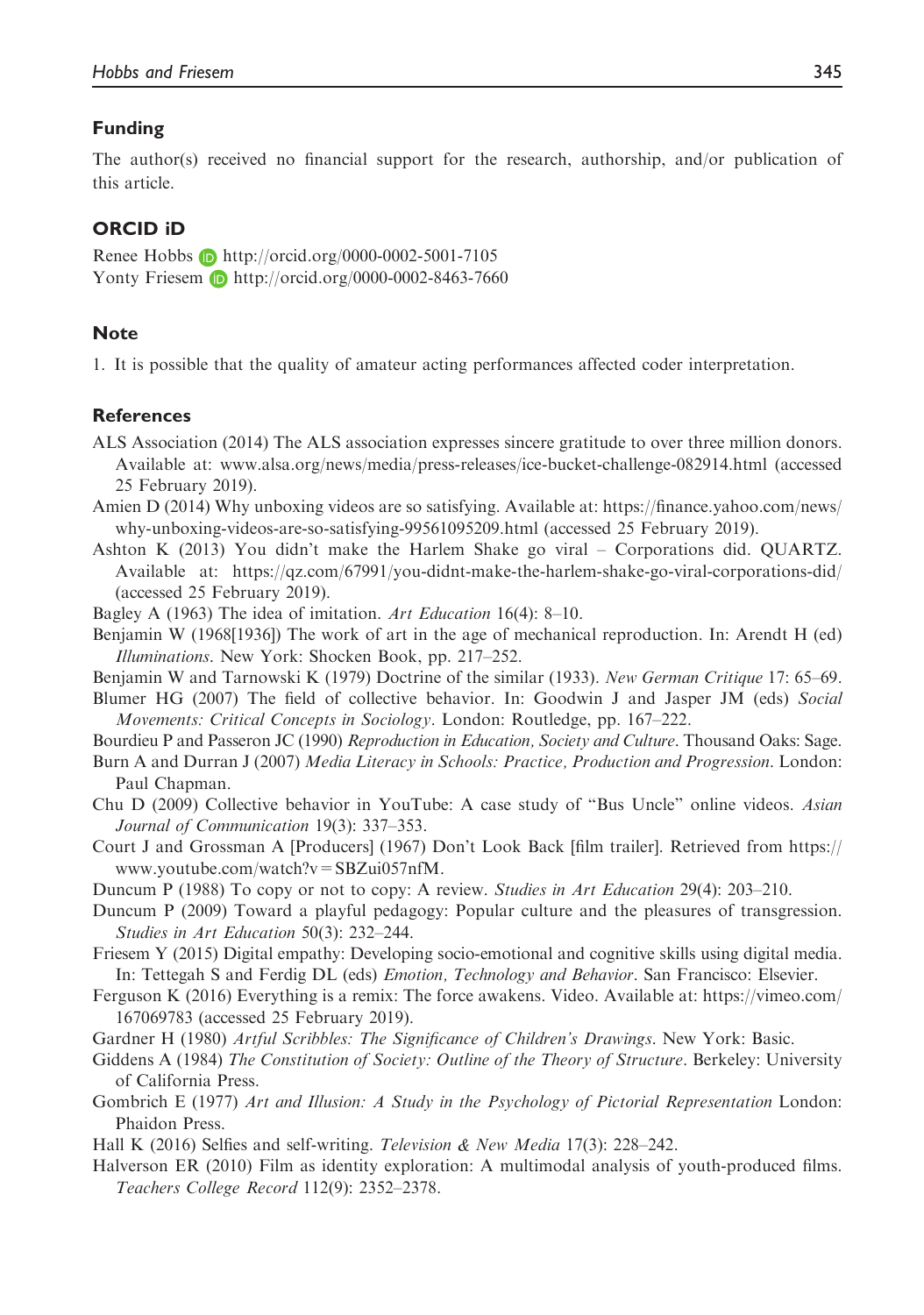## Funding

The author(s) received no financial support for the research, authorship, and/or publication of this article.

## ORCID iD

Renee Hobbs http://orcid.org/0000-0002-5001-7105
Yonty Friesem http://orcid.org/0000-0002-8463-7660

## Note

1. It is possible that the quality of amateur acting performances affected coder interpretation.

## References

ALS Association (2014) The ALS association expresses sincere gratitude to over three million donors. Available at: www.alsa.org/news/media/press-releases/ice-bucket-challenge-082914.html (accessed 25 February 2019).

Amien D (2014) Why unboxing videos are so satisfying. Available at: https://finance.yahoo.com/news/why-unboxing-videos-are-so-satisfying-99561095209.html (accessed 25 February 2019).

Ashton K (2013) You didn't make the Harlem Shake go viral – Corporations did. QUARTZ. Available at: https://qz.com/67991/you-didnt-make-the-harlem-shake-go-viral-corporations-did/ (accessed 25 February 2019).

Bagley A (1963) The idea of imitation. *Art Education* 16(4): 8–10.

Benjamin W (1968[1936]) The work of art in the age of mechanical reproduction. In: Arendt H (ed) *Illuminations*. New York: Shocken Book, pp. 217–252.

Benjamin W and Tarnowski K (1979) Doctrine of the similar (1933). *New German Critique* 17: 65–69.

Blumer HG (2007) The field of collective behavior. In: Goodwin J and Jasper JM (eds) *Social Movements: Critical Concepts in Sociology*. London: Routledge, pp. 167–222.

Bourdieu P and Passeron JC (1990) *Reproduction in Education, Society and Culture*. Thousand Oaks: Sage.

Burn A and Durran J (2007) *Media Literacy in Schools: Practice, Production and Progression*. London: Paul Chapman.

Chu D (2009) Collective behavior in YouTube: A case study of "Bus Uncle" online videos. *Asian Journal of Communication* 19(3): 337–353.

Court J and Grossman A [Producers] (1967) Don't Look Back [film trailer]. Retrieved from https://www.youtube.com/watch?v=SBZui057nfM.

Duncum P (1988) To copy or not to copy: A review. *Studies in Art Education* 29(4): 203–210.

Duncum P (2009) Toward a playful pedagogy: Popular culture and the pleasures of transgression. *Studies in Art Education* 50(3): 232–244.

Friesem Y (2015) Digital empathy: Developing socio-emotional and cognitive skills using digital media. In: Tettegah S and Ferdig DL (eds) *Emotion, Technology and Behavior*. San Francisco: Elsevier.

Ferguson K (2016) Everything is a remix: The force awakens. Video. Available at: https://vimeo.com/167069783 (accessed 25 February 2019).

Gardner H (1980) *Artful Scribbles: The Significance of Children's Drawings*. New York: Basic.

Giddens A (1984) *The Constitution of Society: Outline of the Theory of Structure*. Berkeley: University of California Press.

Gombrich E (1977) *Art and Illusion: A Study in the Psychology of Pictorial Representation* London: Phaidon Press.

Hall K (2016) Selfies and self-writing. *Television & New Media* 17(3): 228–242.

Halverson ER (2010) Film as identity exploration: A multimodal analysis of youth-produced films. *Teachers College Record* 112(9): 2352–2378.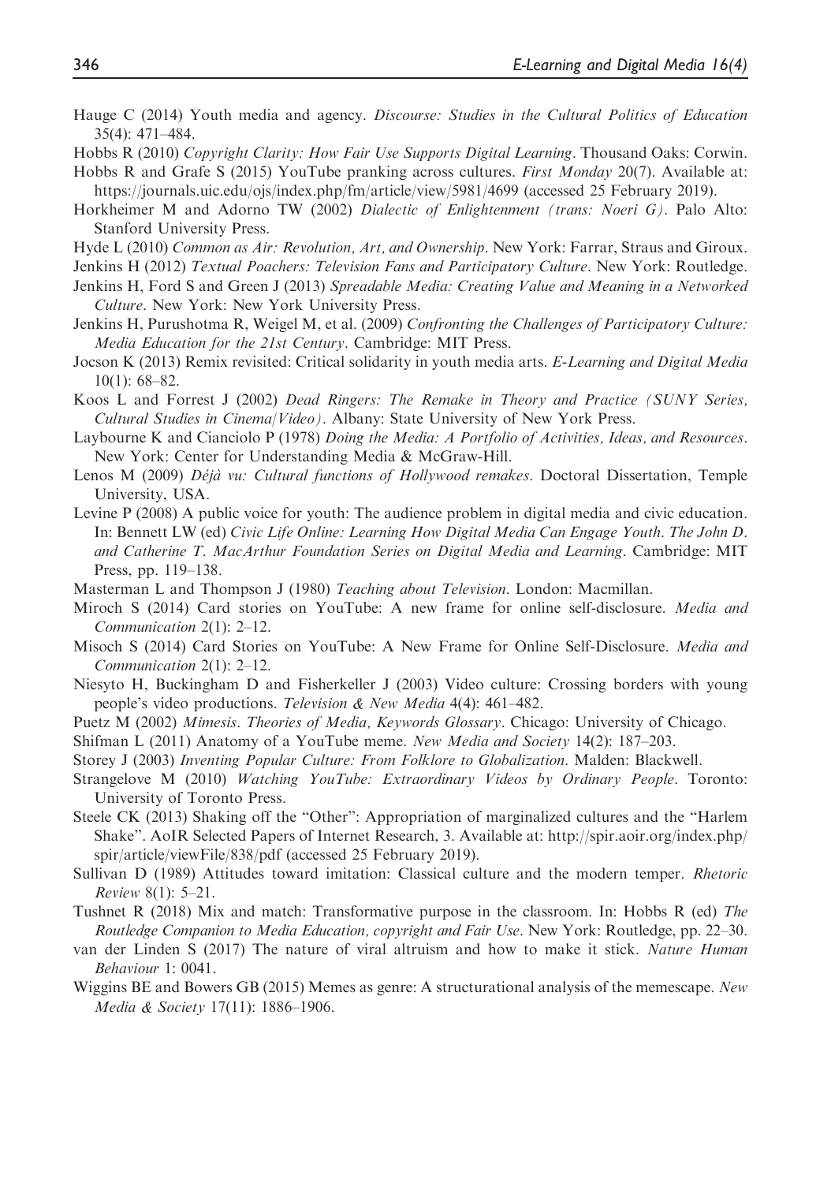Hauge C (2014) Youth media and agency. *Discourse: Studies in the Cultural Politics of Education* 35(4): 471–484.

Hobbs R (2010) *Copyright Clarity: How Fair Use Supports Digital Learning*. Thousand Oaks: Corwin.

Hobbs R and Grafe S (2015) YouTube pranking across cultures. *First Monday* 20(7). Available at: https://journals.uic.edu/ojs/index.php/fm/article/view/5981/4699 (accessed 25 February 2019).

Horkheimer M and Adorno TW (2002) *Dialectic of Enlightenment (trans: Noeri G)*. Palo Alto: Stanford University Press.

Hyde L (2010) *Common as Air: Revolution, Art, and Ownership*. New York: Farrar, Straus and Giroux.

Jenkins H (2012) *Textual Poachers: Television Fans and Participatory Culture*. New York: Routledge.

Jenkins H, Ford S and Green J (2013) *Spreadable Media: Creating Value and Meaning in a Networked Culture*. New York: New York University Press.

Jenkins H, Purushotma R, Weigel M, et al. (2009) *Confronting the Challenges of Participatory Culture: Media Education for the 21st Century*. Cambridge: MIT Press.

Jocson K (2013) Remix revisited: Critical solidarity in youth media arts. *E-Learning and Digital Media* 10(1): 68–82.

Koos L and Forrest J (2002) *Dead Ringers: The Remake in Theory and Practice (SUNY Series, Cultural Studies in Cinema/Video)*. Albany: State University of New York Press.

Laybourne K and Cianciolo P (1978) *Doing the Media: A Portfolio of Activities, Ideas, and Resources*. New York: Center for Understanding Media & McGraw-Hill.

Lenos M (2009) *Déjà vu: Cultural functions of Hollywood remakes*. Doctoral Dissertation, Temple University, USA.

Levine P (2008) A public voice for youth: The audience problem in digital media and civic education. In: Bennett LW (ed) *Civic Life Online: Learning How Digital Media Can Engage Youth. The John D. and Catherine T. MacArthur Foundation Series on Digital Media and Learning*. Cambridge: MIT Press, pp. 119–138.

Masterman L and Thompson J (1980) *Teaching about Television*. London: Macmillan.

Miroch S (2014) Card stories on YouTube: A new frame for online self-disclosure. *Media and Communication* 2(1): 2–12.

Misoch S (2014) Card Stories on YouTube: A New Frame for Online Self-Disclosure. *Media and Communication* 2(1): 2–12.

Niesyto H, Buckingham D and Fisherkeller J (2003) Video culture: Crossing borders with young people's video productions. *Television & New Media* 4(4): 461–482.

Puetz M (2002) *Mimesis. Theories of Media, Keywords Glossary*. Chicago: University of Chicago.

Shifman L (2011) Anatomy of a YouTube meme. *New Media and Society* 14(2): 187–203.

Storey J (2003) *Inventing Popular Culture: From Folklore to Globalization*. Malden: Blackwell.

Strangelove M (2010) *Watching YouTube: Extraordinary Videos by Ordinary People*. Toronto: University of Toronto Press.

Steele CK (2013) Shaking off the "Other": Appropriation of marginalized cultures and the "Harlem Shake". AoIR Selected Papers of Internet Research, 3. Available at: http://spir.aoir.org/index.php/spir/article/viewFile/838/pdf (accessed 25 February 2019).

Sullivan D (1989) Attitudes toward imitation: Classical culture and the modern temper. *Rhetoric Review* 8(1): 5–21.

Tushnet R (2018) Mix and match: Transformative purpose in the classroom. In: Hobbs R (ed) *The Routledge Companion to Media Education, copyright and Fair Use*. New York: Routledge, pp. 22–30.

van der Linden S (2017) The nature of viral altruism and how to make it stick. *Nature Human Behaviour* 1: 0041.

Wiggins BE and Bowers GB (2015) Memes as genre: A structurational analysis of the memescape. *New Media & Society* 17(11): 1886–1906.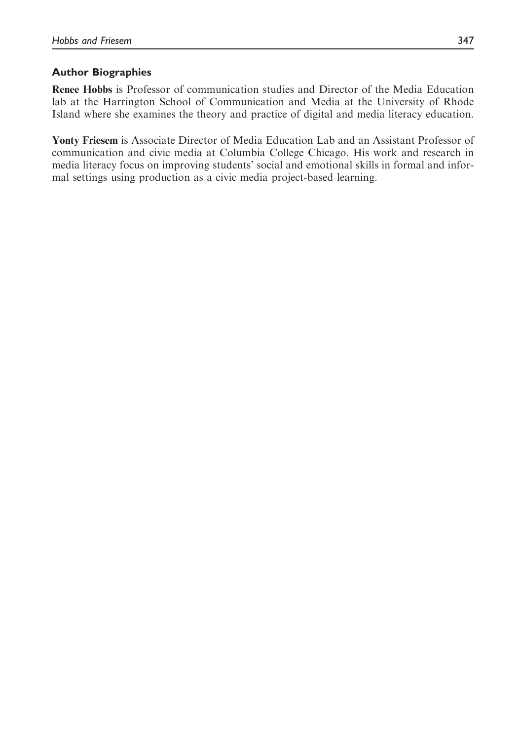## Author Biographies

**Renee Hobbs** is Professor of communication studies and Director of the Media Education lab at the Harrington School of Communication and Media at the University of Rhode Island where she examines the theory and practice of digital and media literacy education.

**Yonty Friesem** is Associate Director of Media Education Lab and an Assistant Professor of communication and civic media at Columbia College Chicago. His work and research in media literacy focus on improving students' social and emotional skills in formal and informal settings using production as a civic media project-based learning.